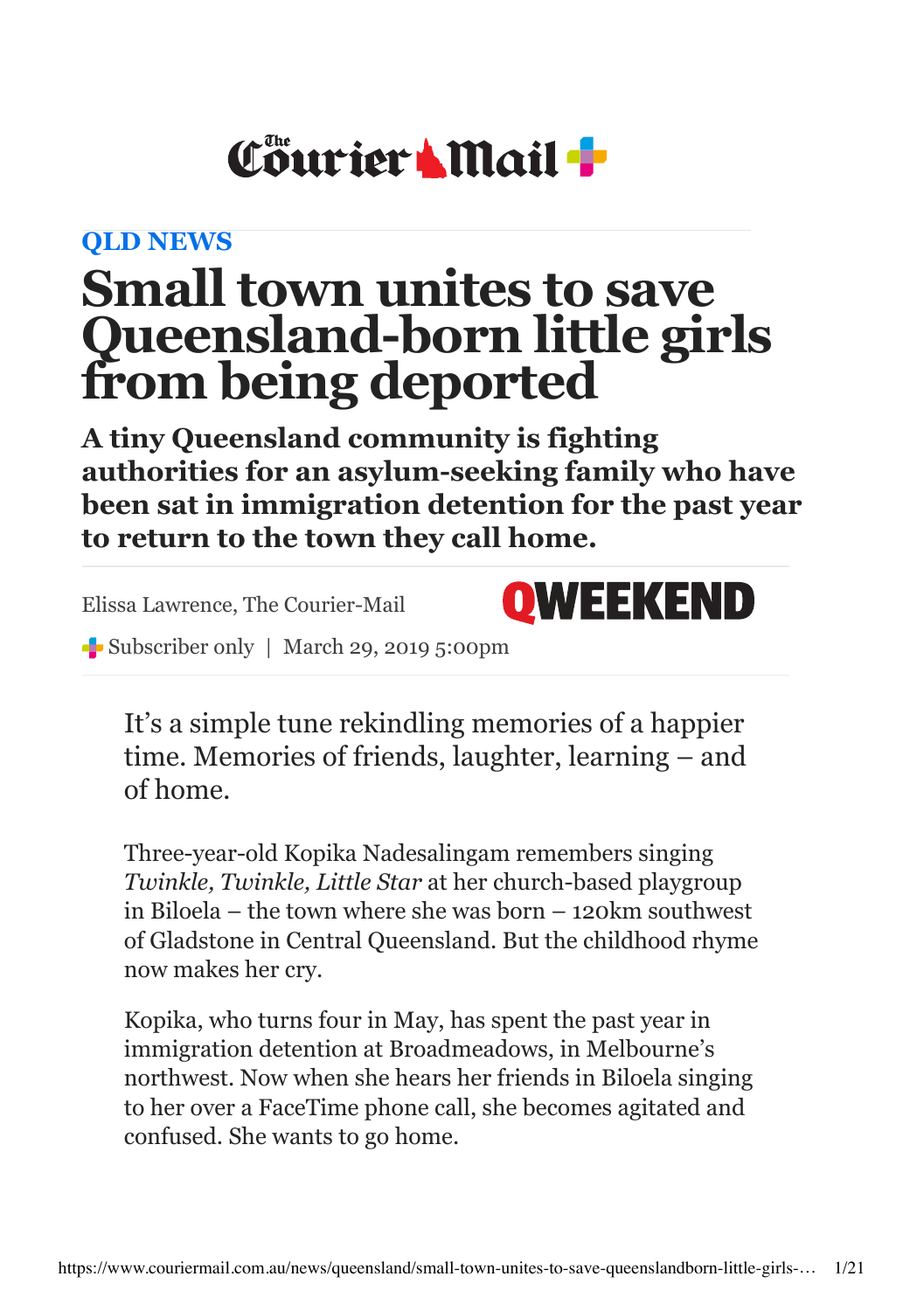QLD NEWS

# Small town unites to save Queensland-born little girls from being deported

**A tiny Queensland community is fighting authorities for an asylum-seeking family who have been sat in immigration detention for the past year to return to the town they call home.**

Elissa Lawrence, The Courier-Mail

QWEEKEND

Subscriber only | March 29, 2019 5:00pm

It's a simple tune rekindling memories of a happier time. Memories of friends, laughter, learning – and of home.

Three-year-old Kopika Nadesalingam remembers singing *Twinkle, Twinkle, Little Star* at her church-based playgroup in Biloela – the town where she was born – 120km southwest of Gladstone in Central Queensland. But the childhood rhyme now makes her cry.

Kopika, who turns four in May, has spent the past year in immigration detention at Broadmeadows, in Melbourne's northwest. Now when she hears her friends in Biloela singing to her over a FaceTime phone call, she becomes agitated and confused. She wants to go home.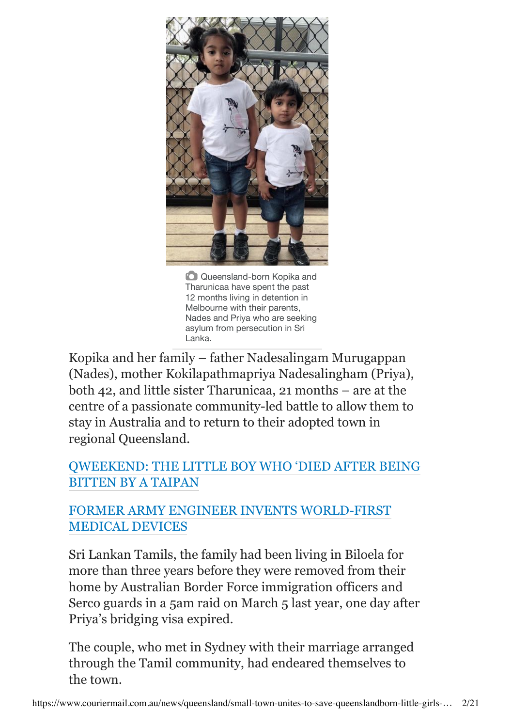Queensland-born Kopika and Tharunicaa have spent the past 12 months living in detention in Melbourne with their parents, Nades and Priya who are seeking asylum from persecution in Sri Lanka.

Kopika and her family – father Nadesalingam Murugappan (Nades), mother Kokilapathmapriya Nadesalingham (Priya), both 42, and little sister Tharunicaa, 21 months – are at the centre of a passionate community-led battle to allow them to stay in Australia and to return to their adopted town in regional Queensland.

QWEEKEND: THE LITTLE BOY WHO 'DIED AFTER BEING BITTEN BY A TAIPAN

FORMER ARMY ENGINEER INVENTS WORLD-FIRST MEDICAL DEVICES

Sri Lankan Tamils, the family had been living in Biloela for more than three years before they were removed from their home by Australian Border Force immigration officers and Serco guards in a 5am raid on March 5 last year, one day after Priya's bridging visa expired.

The couple, who met in Sydney with their marriage arranged through the Tamil community, had endeared themselves to the town.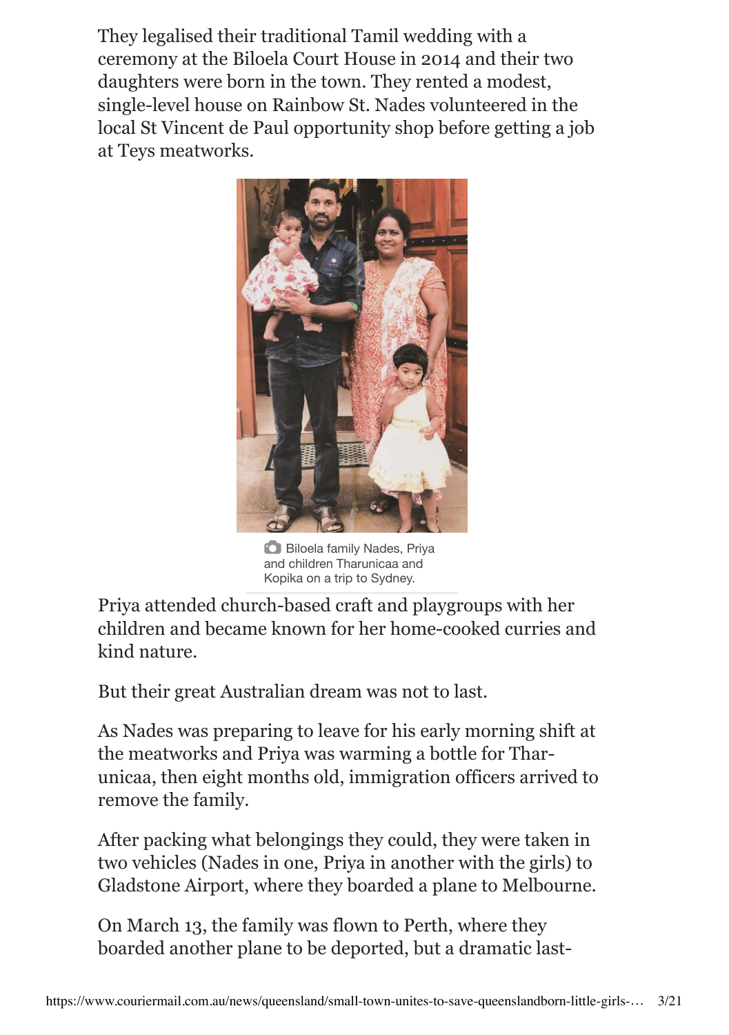They legalised their traditional Tamil wedding with a ceremony at the Biloela Court House in 2014 and their two daughters were born in the town. They rented a modest, single-level house on Rainbow St. Nades volunteered in the local St Vincent de Paul opportunity shop before getting a job at Teys meatworks.

Biloela family Nades, Priya and children Tharunicaa and Kopika on a trip to Sydney.

Priya attended church-based craft and playgroups with her children and became known for her home-cooked curries and kind nature.

But their great Australian dream was not to last.

As Nades was preparing to leave for his early morning shift at the meatworks and Priya was warming a bottle for Tharunicaa, then eight months old, immigration officers arrived to remove the family.

After packing what belongings they could, they were taken in two vehicles (Nades in one, Priya in another with the girls) to Gladstone Airport, where they boarded a plane to Melbourne.

On March 13, the family was flown to Perth, where they boarded another plane to be deported, but a dramatic last-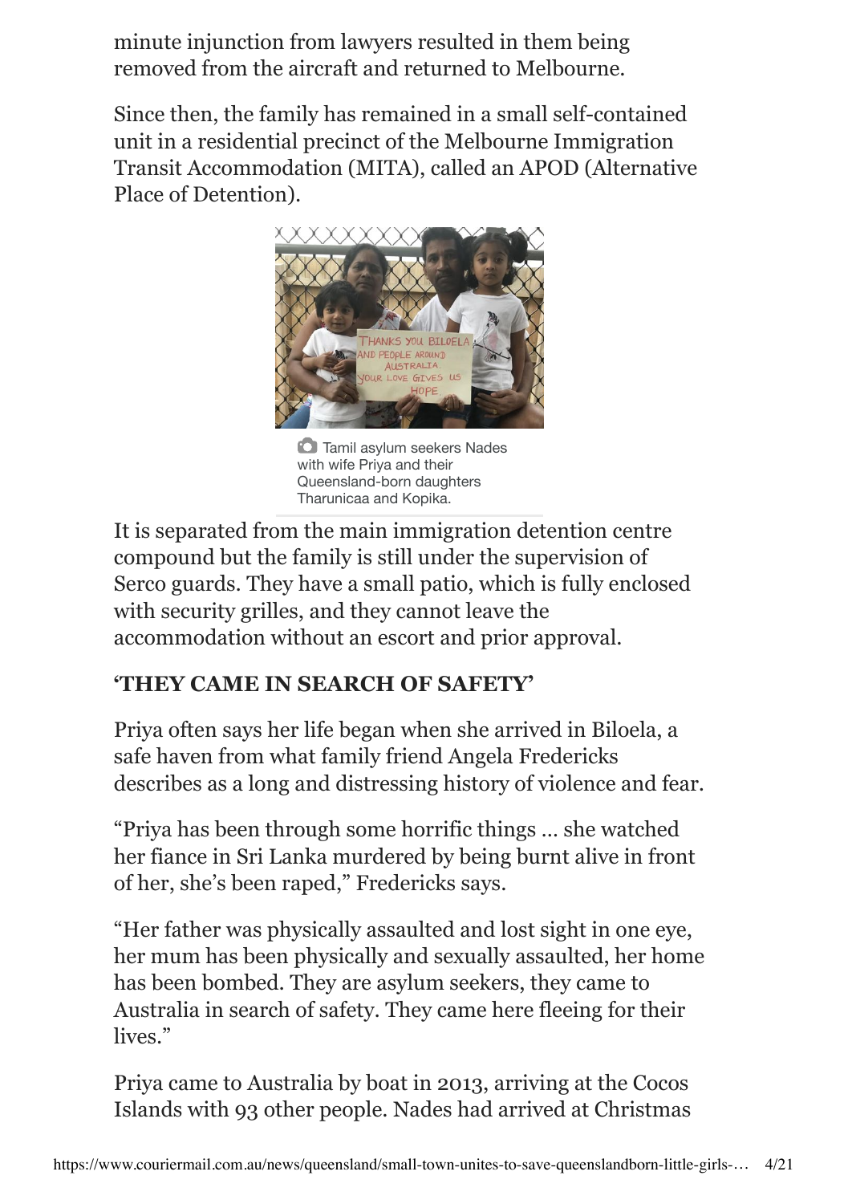minute injunction from lawyers resulted in them being removed from the aircraft and returned to Melbourne.

Since then, the family has remained in a small self-contained unit in a residential precinct of the Melbourne Immigration Transit Accommodation (MITA), called an APOD (Alternative Place of Detention).

Tamil asylum seekers Nades with wife Priya and their Queensland-born daughters Tharunicaa and Kopika.

It is separated from the main immigration detention centre compound but the family is still under the supervision of Serco guards. They have a small patio, which is fully enclosed with security grilles, and they cannot leave the accommodation without an escort and prior approval.

**'THEY CAME IN SEARCH OF SAFETY'**

Priya often says her life began when she arrived in Biloela, a safe haven from what family friend Angela Fredericks describes as a long and distressing history of violence and fear.

"Priya has been through some horrific things … she watched her fiance in Sri Lanka murdered by being burnt alive in front of her, she's been raped," Fredericks says.

"Her father was physically assaulted and lost sight in one eye, her mum has been physically and sexually assaulted, her home has been bombed. They are asylum seekers, they came to Australia in search of safety. They came here fleeing for their lives."

Priya came to Australia by boat in 2013, arriving at the Cocos Islands with 93 other people. Nades had arrived at Christmas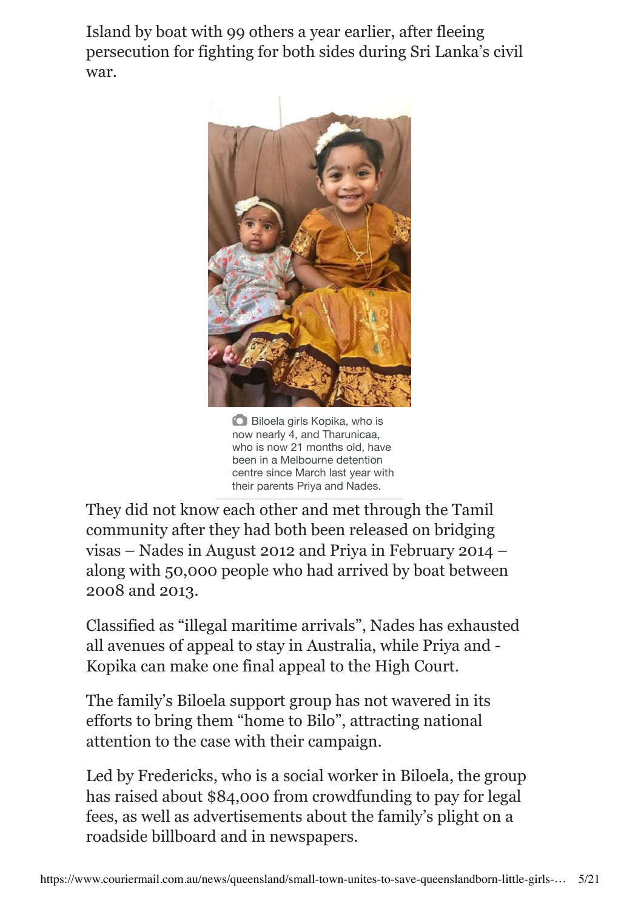Island by boat with 99 others a year earlier, after fleeing persecution for fighting for both sides during Sri Lanka's civil war.

Biloela girls Kopika, who is now nearly 4, and Tharunicaa, who is now 21 months old, have been in a Melbourne detention centre since March last year with their parents Priya and Nades.

They did not know each other and met through the Tamil community after they had both been released on bridging visas – Nades in August 2012 and Priya in February 2014 – along with 50,000 people who had arrived by boat between 2008 and 2013.

Classified as "illegal maritime arrivals", Nades has exhausted all avenues of appeal to stay in Australia, while Priya and - Kopika can make one final appeal to the High Court.

The family's Biloela support group has not wavered in its efforts to bring them "home to Bilo", attracting national attention to the case with their campaign.

Led by Fredericks, who is a social worker in Biloela, the group has raised about $84,000 from crowdfunding to pay for legal fees, as well as advertisements about the family's plight on a roadside billboard and in newspapers.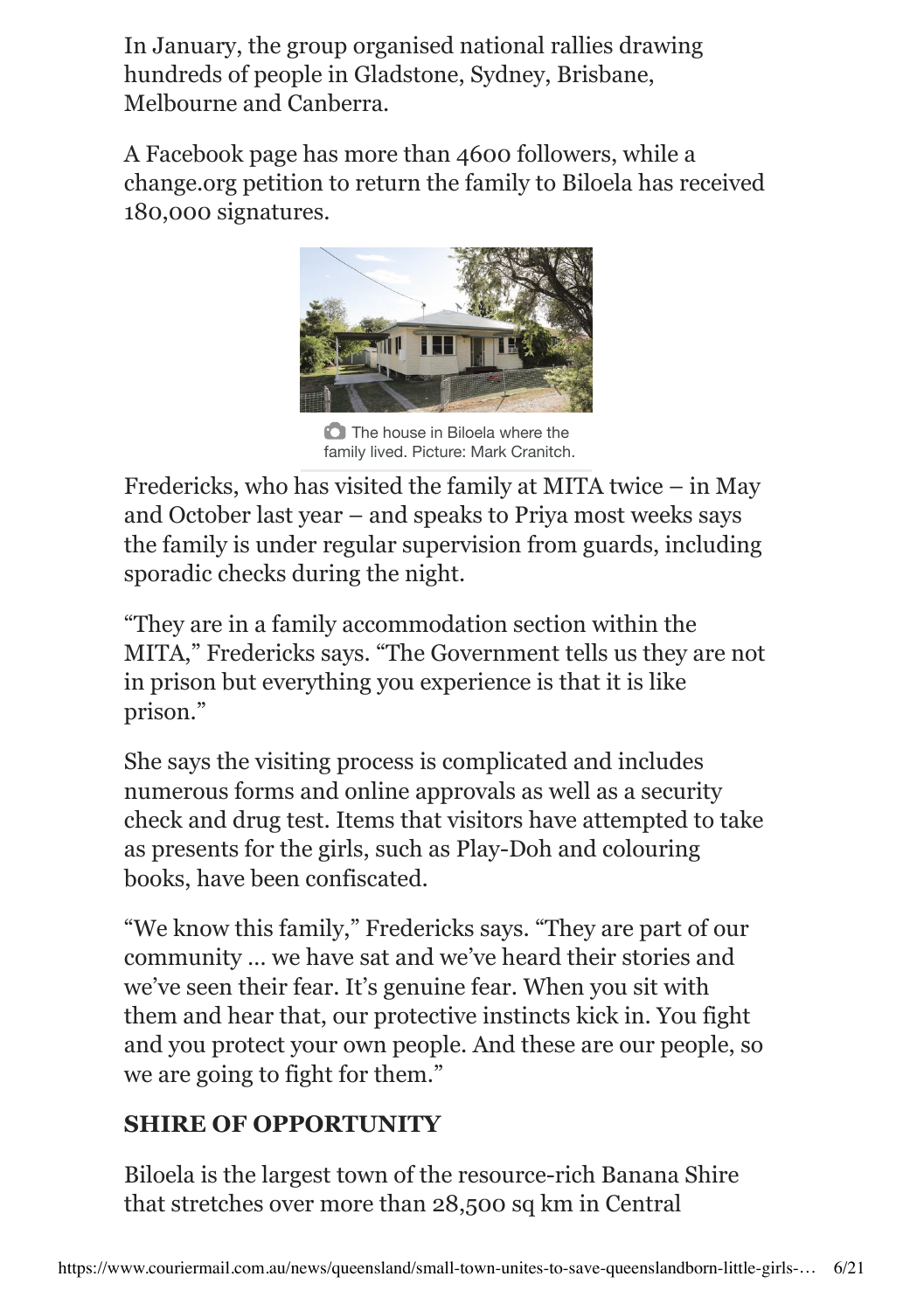In January, the group organised national rallies drawing hundreds of people in Gladstone, Sydney, Brisbane, Melbourne and Canberra.

A Facebook page has more than 4600 followers, while a change.org petition to return the family to Biloela has received 180,000 signatures.

The house in Biloela where the family lived. Picture: Mark Cranitch.

Fredericks, who has visited the family at MITA twice – in May and October last year – and speaks to Priya most weeks says the family is under regular supervision from guards, including sporadic checks during the night.

"They are in a family accommodation section within the MITA," Fredericks says. "The Government tells us they are not in prison but everything you experience is that it is like prison."

She says the visiting process is complicated and includes numerous forms and online approvals as well as a security check and drug test. Items that visitors have attempted to take as presents for the girls, such as Play-Doh and colouring books, have been confiscated.

"We know this family," Fredericks says. "They are part of our community ... we have sat and we've heard their stories and we've seen their fear. It's genuine fear. When you sit with them and hear that, our protective instincts kick in. You fight and you protect your own people. And these are our people, so we are going to fight for them."

## SHIRE OF OPPORTUNITY

Biloela is the largest town of the resource-rich Banana Shire that stretches over more than 28,500 sq km in Central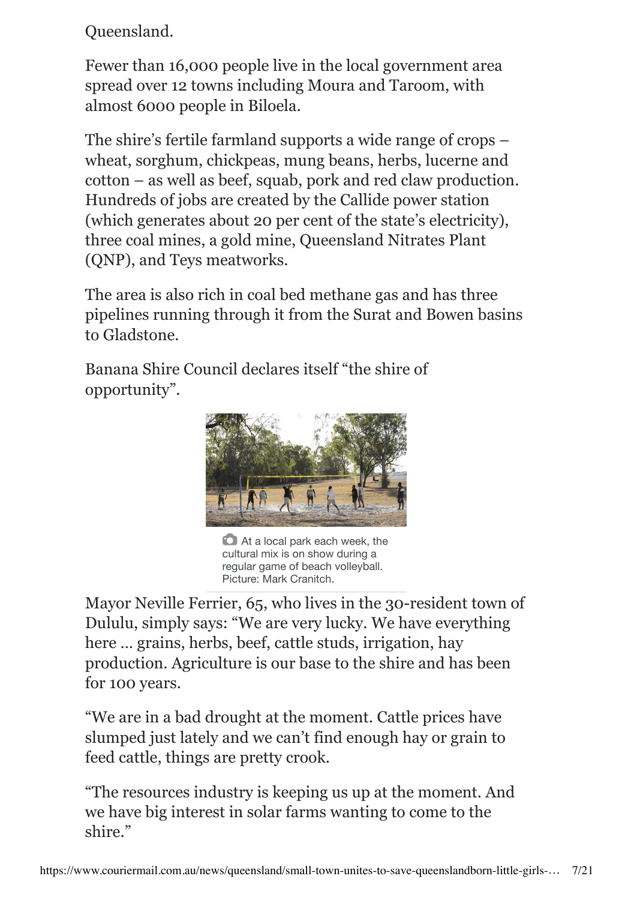Queensland.

Fewer than 16,000 people live in the local government area spread over 12 towns including Moura and Taroom, with almost 6000 people in Biloela.

The shire's fertile farmland supports a wide range of crops – wheat, sorghum, chickpeas, mung beans, herbs, lucerne and cotton – as well as beef, squab, pork and red claw production. Hundreds of jobs are created by the Callide power station (which generates about 20 per cent of the state's electricity), three coal mines, a gold mine, Queensland Nitrates Plant (QNP), and Teys meatworks.

The area is also rich in coal bed methane gas and has three pipelines running through it from the Surat and Bowen basins to Gladstone.

Banana Shire Council declares itself "the shire of opportunity".

At a local park each week, the cultural mix is on show during a regular game of beach volleyball. Picture: Mark Cranitch.

Mayor Neville Ferrier, 65, who lives in the 30-resident town of Dululu, simply says: "We are very lucky. We have everything here … grains, herbs, beef, cattle studs, irrigation, hay production. Agriculture is our base to the shire and has been for 100 years.

"We are in a bad drought at the moment. Cattle prices have slumped just lately and we can't find enough hay or grain to feed cattle, things are pretty crook.

"The resources industry is keeping us up at the moment. And we have big interest in solar farms wanting to come to the shire."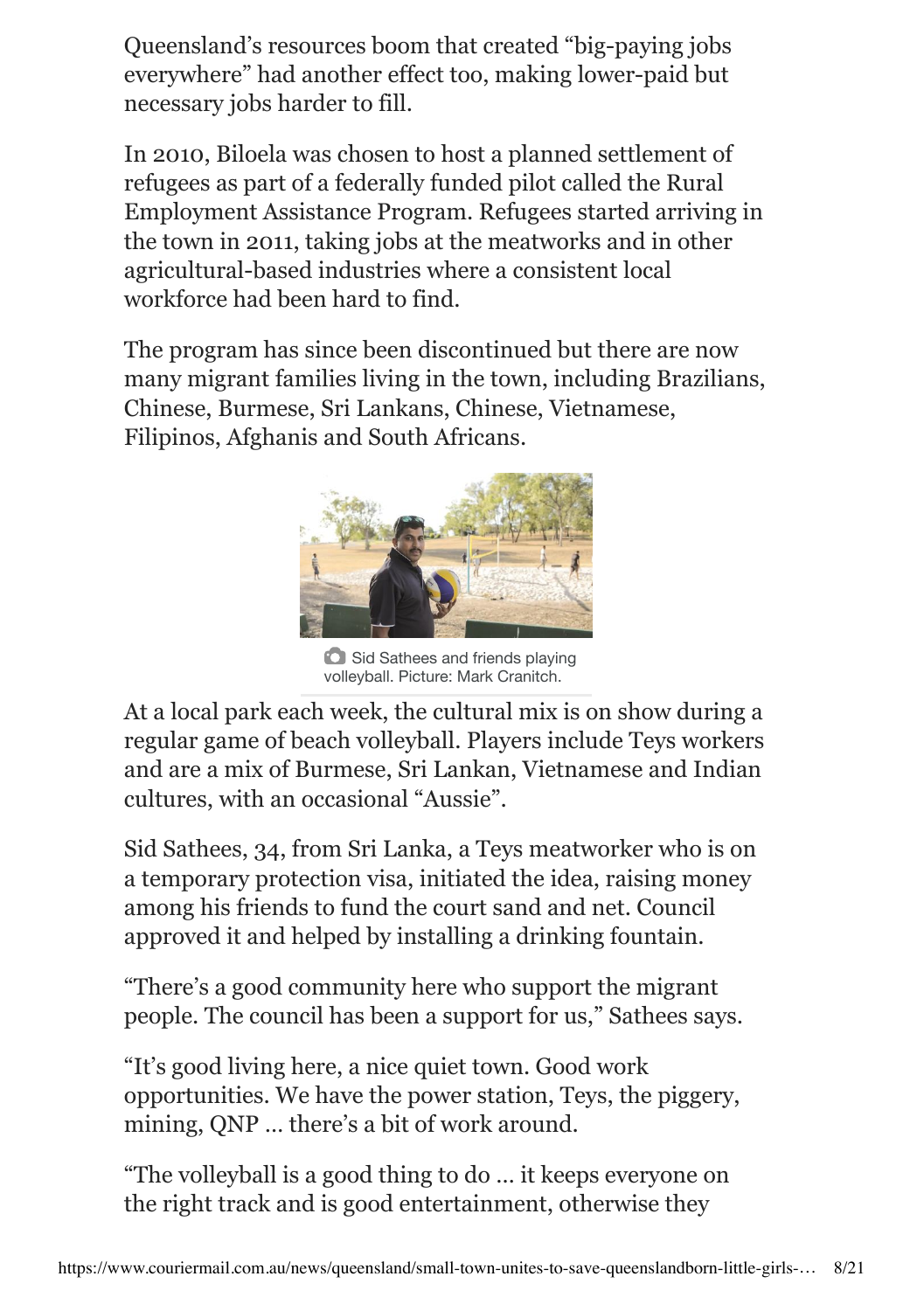Queensland's resources boom that created "big-paying jobs everywhere" had another effect too, making lower-paid but necessary jobs harder to fill.

In 2010, Biloela was chosen to host a planned settlement of refugees as part of a federally funded pilot called the Rural Employment Assistance Program. Refugees started arriving in the town in 2011, taking jobs at the meatworks and in other agricultural-based industries where a consistent local workforce had been hard to find.

The program has since been discontinued but there are now many migrant families living in the town, including Brazilians, Chinese, Burmese, Sri Lankans, Chinese, Vietnamese, Filipinos, Afghanis and South Africans.

Sid Sathees and friends playing volleyball. Picture: Mark Cranitch.

At a local park each week, the cultural mix is on show during a regular game of beach volleyball. Players include Teys workers and are a mix of Burmese, Sri Lankan, Vietnamese and Indian cultures, with an occasional "Aussie".

Sid Sathees, 34, from Sri Lanka, a Teys meatworker who is on a temporary protection visa, initiated the idea, raising money among his friends to fund the court sand and net. Council approved it and helped by installing a drinking fountain.

"There's a good community here who support the migrant people. The council has been a support for us," Sathees says.

"It's good living here, a nice quiet town. Good work opportunities. We have the power station, Teys, the piggery, mining, QNP … there's a bit of work around.

"The volleyball is a good thing to do … it keeps everyone on the right track and is good entertainment, otherwise they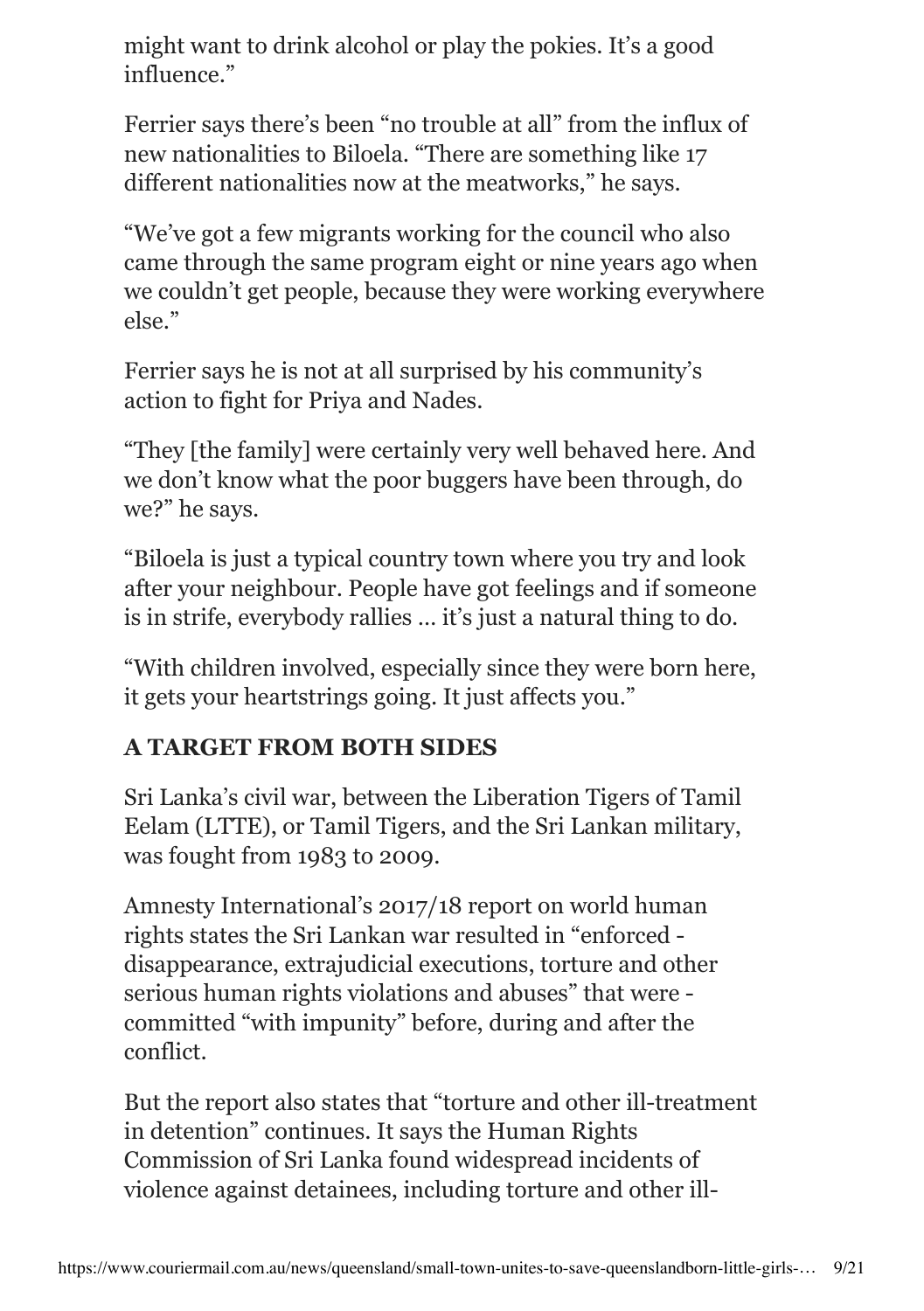might want to drink alcohol or play the pokies. It's a good influence."

Ferrier says there's been "no trouble at all" from the influx of new nationalities to Biloela. "There are something like 17 different nationalities now at the meatworks," he says.

"We've got a few migrants working for the council who also came through the same program eight or nine years ago when we couldn't get people, because they were working everywhere else."

Ferrier says he is not at all surprised by his community's action to fight for Priya and Nades.

"They [the family] were certainly very well behaved here. And we don't know what the poor buggers have been through, do we?" he says.

"Biloela is just a typical country town where you try and look after your neighbour. People have got feelings and if someone is in strife, everybody rallies … it's just a natural thing to do.

"With children involved, especially since they were born here, it gets your heartstrings going. It just affects you."

**A TARGET FROM BOTH SIDES**

Sri Lanka's civil war, between the Liberation Tigers of Tamil Eelam (LTTE), or Tamil Tigers, and the Sri Lankan military, was fought from 1983 to 2009.

Amnesty International's 2017/18 report on world human rights states the Sri Lankan war resulted in "enforced - disappearance, extrajudicial executions, torture and other serious human rights violations and abuses" that were - committed "with impunity" before, during and after the conflict.

But the report also states that "torture and other ill-treatment in detention" continues. It says the Human Rights Commission of Sri Lanka found widespread incidents of violence against detainees, including torture and other ill-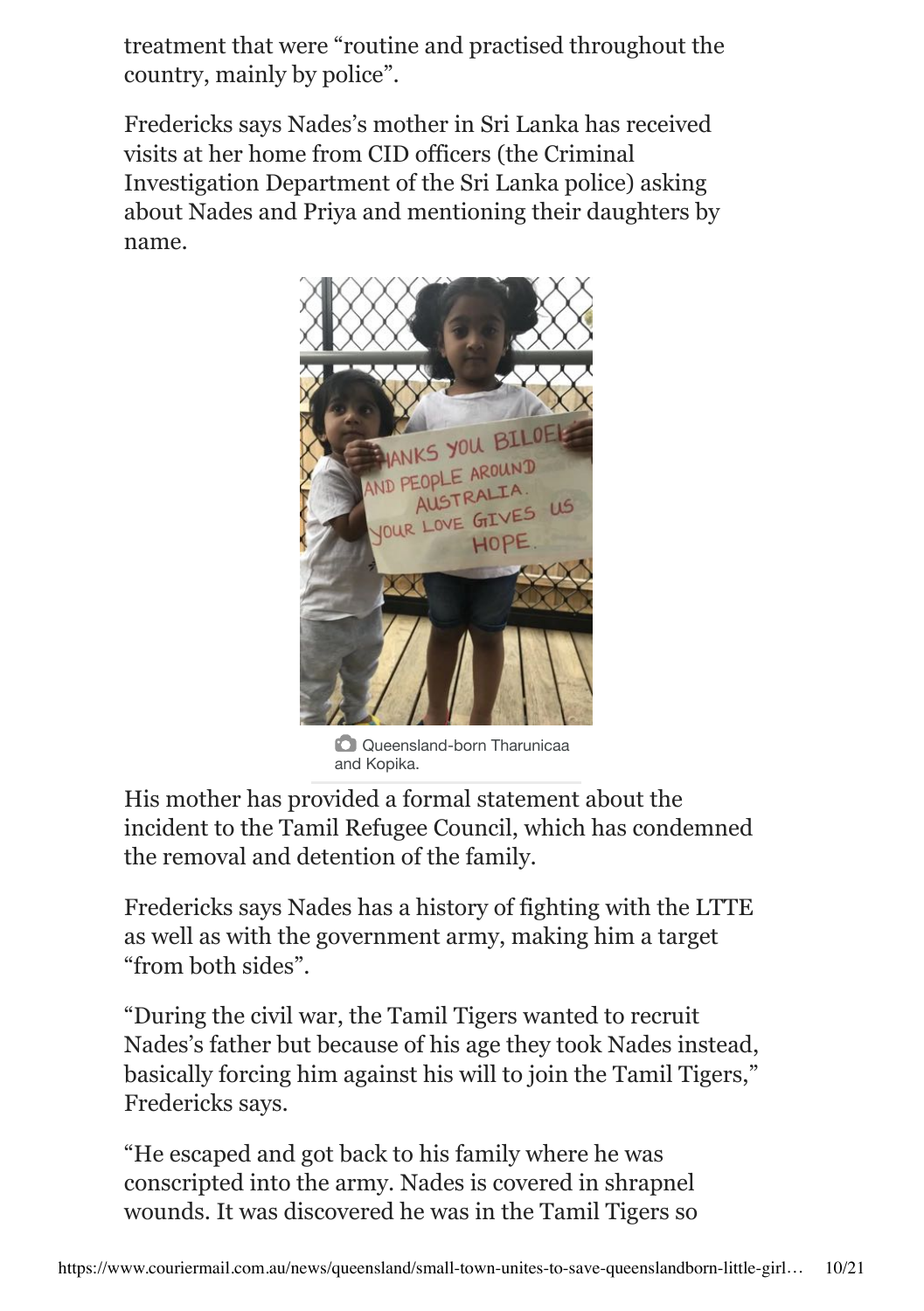treatment that were "routine and practised throughout the country, mainly by police".

Fredericks says Nades's mother in Sri Lanka has received visits at her home from CID officers (the Criminal Investigation Department of the Sri Lanka police) asking about Nades and Priya and mentioning their daughters by name.

Queensland-born Tharunicaa and Kopika.

His mother has provided a formal statement about the incident to the Tamil Refugee Council, which has condemned the removal and detention of the family.

Fredericks says Nades has a history of fighting with the LTTE as well as with the government army, making him a target "from both sides".

"During the civil war, the Tamil Tigers wanted to recruit Nades's father but because of his age they took Nades instead, basically forcing him against his will to join the Tamil Tigers," Fredericks says.

"He escaped and got back to his family where he was conscripted into the army. Nades is covered in shrapnel wounds. It was discovered he was in the Tamil Tigers so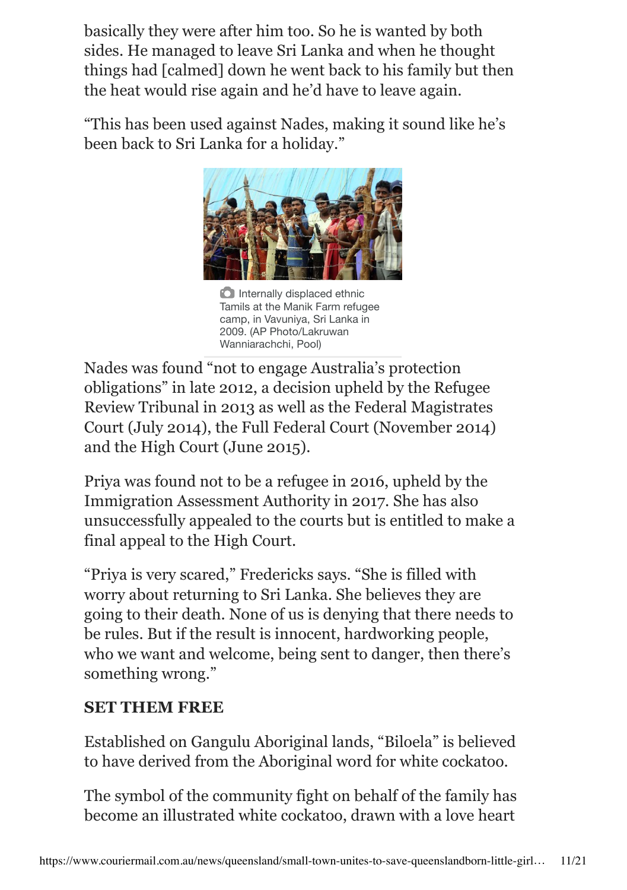basically they were after him too. So he is wanted by both sides. He managed to leave Sri Lanka and when he thought things had [calmed] down he went back to his family but then the heat would rise again and he'd have to leave again.

"This has been used against Nades, making it sound like he's been back to Sri Lanka for a holiday."

Internally displaced ethnic Tamils at the Manik Farm refugee camp, in Vavuniya, Sri Lanka in 2009. (AP Photo/Lakruwan Wanniarachchi, Pool)

Nades was found "not to engage Australia's protection obligations" in late 2012, a decision upheld by the Refugee Review Tribunal in 2013 as well as the Federal Magistrates Court (July 2014), the Full Federal Court (November 2014) and the High Court (June 2015).

Priya was found not to be a refugee in 2016, upheld by the Immigration Assessment Authority in 2017. She has also unsuccessfully appealed to the courts but is entitled to make a final appeal to the High Court.

"Priya is very scared," Fredericks says. "She is filled with worry about returning to Sri Lanka. She believes they are going to their death. None of us is denying that there needs to be rules. But if the result is innocent, hardworking people, who we want and welcome, being sent to danger, then there's something wrong."

**SET THEM FREE**

Established on Gangulu Aboriginal lands, "Biloela" is believed to have derived from the Aboriginal word for white cockatoo.

The symbol of the community fight on behalf of the family has become an illustrated white cockatoo, drawn with a love heart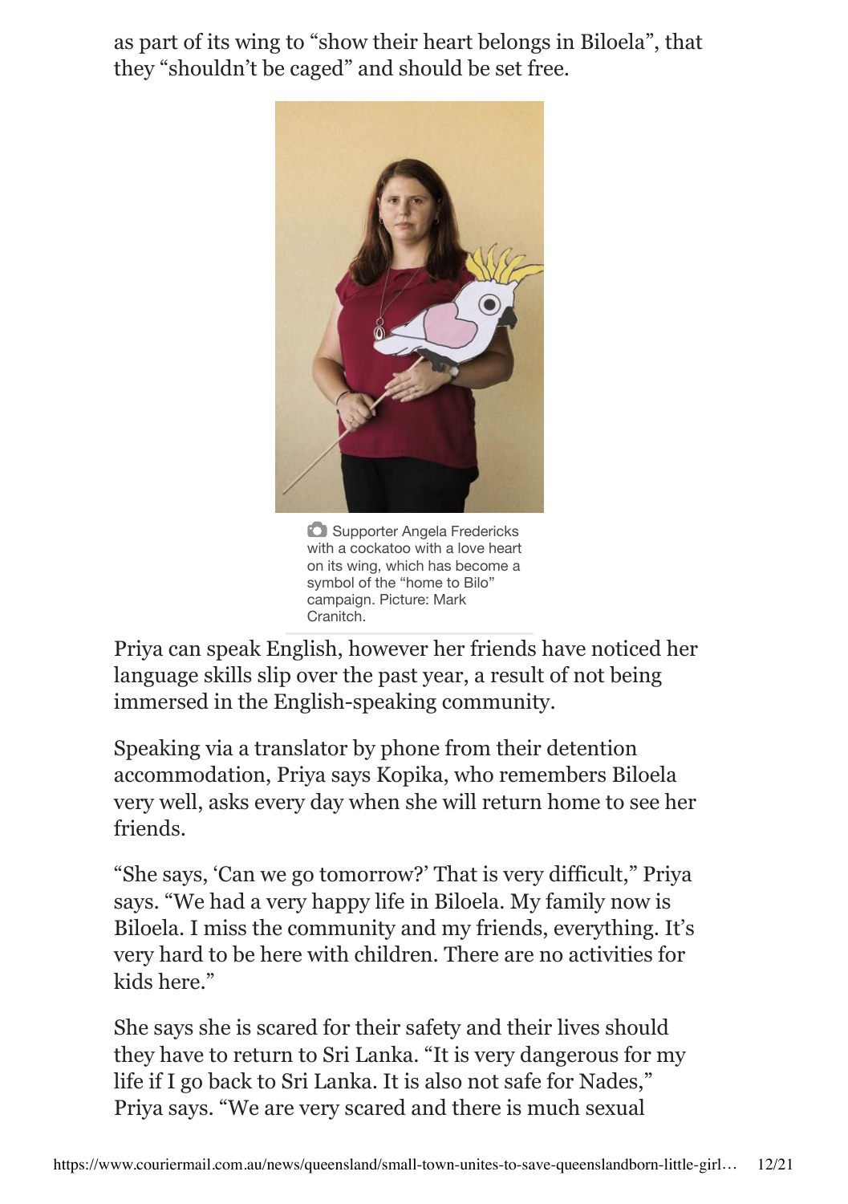as part of its wing to "show their heart belongs in Biloela", that they "shouldn't be caged" and should be set free.

Supporter Angela Fredericks with a cockatoo with a love heart on its wing, which has become a symbol of the "home to Bilo" campaign. Picture: Mark Cranitch.

Priya can speak English, however her friends have noticed her language skills slip over the past year, a result of not being immersed in the English-speaking community.

Speaking via a translator by phone from their detention accommodation, Priya says Kopika, who remembers Biloela very well, asks every day when she will return home to see her friends.

"She says, 'Can we go tomorrow?' That is very difficult," Priya says. "We had a very happy life in Biloela. My family now is Biloela. I miss the community and my friends, everything. It's very hard to be here with children. There are no activities for kids here."

She says she is scared for their safety and their lives should they have to return to Sri Lanka. "It is very dangerous for my life if I go back to Sri Lanka. It is also not safe for Nades," Priya says. "We are very scared and there is much sexual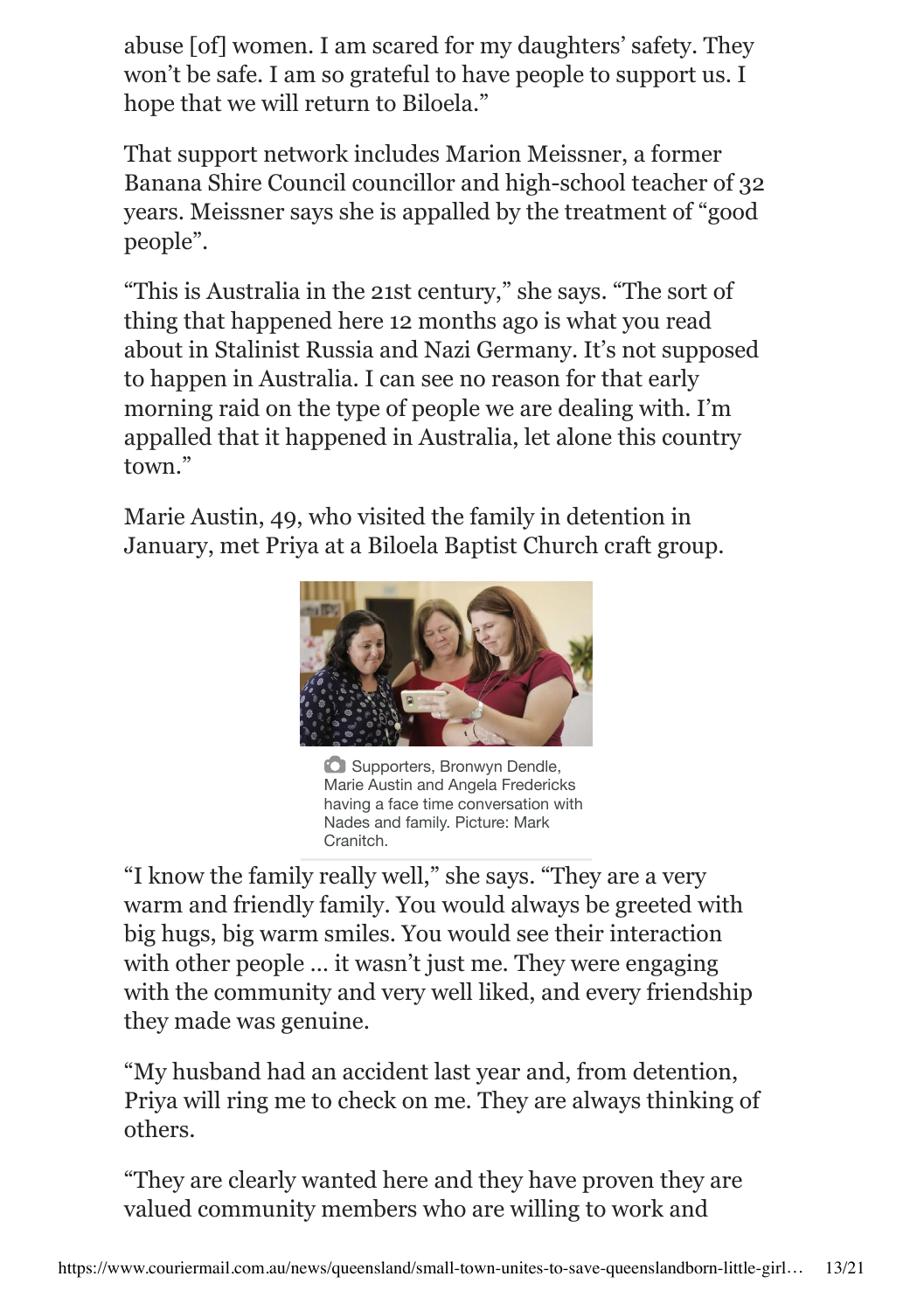abuse [of] women. I am scared for my daughters' safety. They won't be safe. I am so grateful to have people to support us. I hope that we will return to Biloela."

That support network includes Marion Meissner, a former Banana Shire Council councillor and high-school teacher of 32 years. Meissner says she is appalled by the treatment of "good people".

"This is Australia in the 21st century," she says. "The sort of thing that happened here 12 months ago is what you read about in Stalinist Russia and Nazi Germany. It's not supposed to happen in Australia. I can see no reason for that early morning raid on the type of people we are dealing with. I'm appalled that it happened in Australia, let alone this country town."

Marie Austin, 49, who visited the family in detention in January, met Priya at a Biloela Baptist Church craft group.

Supporters, Bronwyn Dendle, Marie Austin and Angela Fredericks having a face time conversation with Nades and family. Picture: Mark Cranitch.

"I know the family really well," she says. "They are a very warm and friendly family. You would always be greeted with big hugs, big warm smiles. You would see their interaction with other people … it wasn't just me. They were engaging with the community and very well liked, and every friendship they made was genuine.

"My husband had an accident last year and, from detention, Priya will ring me to check on me. They are always thinking of others.

"They are clearly wanted here and they have proven they are valued community members who are willing to work and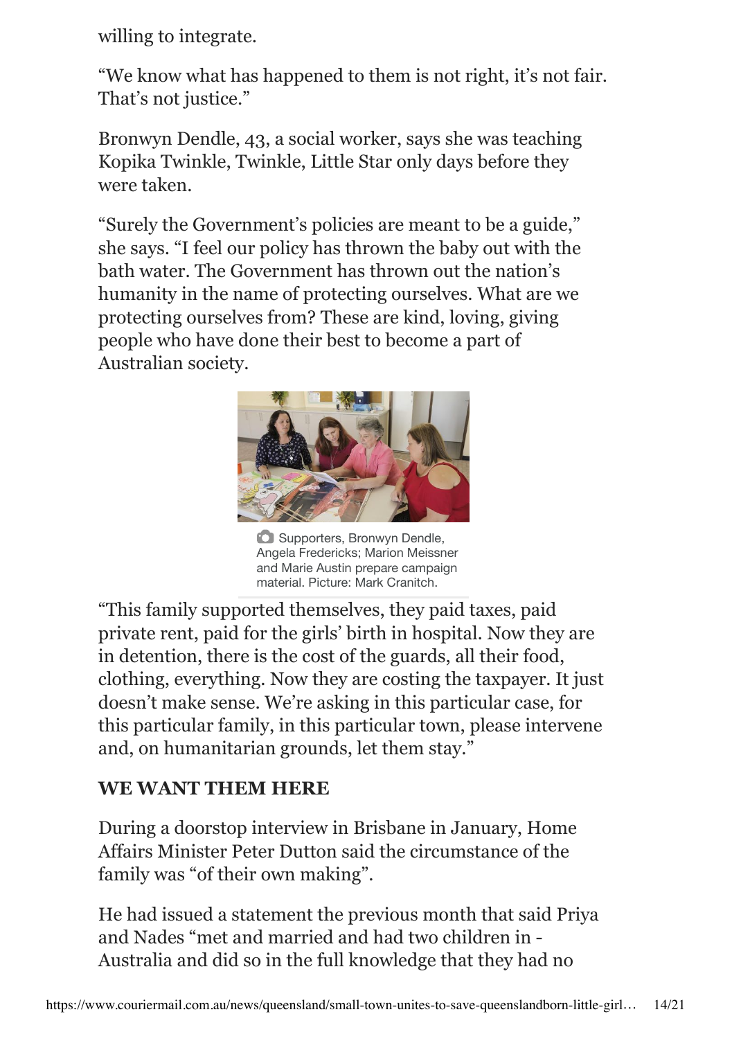willing to integrate.

“We know what has happened to them is not right, it’s not fair. That’s not justice.”

Bronwyn Dendle, 43, a social worker, says she was teaching Kopika Twinkle, Twinkle, Little Star only days before they were taken.

“Surely the Government’s policies are meant to be a guide,” she says. “I feel our policy has thrown the baby out with the bath water. The Government has thrown out the nation’s humanity in the name of protecting ourselves. What are we protecting ourselves from? These are kind, loving, giving people who have done their best to become a part of Australian society.

Supporters, Bronwyn Dendle, Angela Fredericks; Marion Meissner and Marie Austin prepare campaign material. Picture: Mark Cranitch.

“This family supported themselves, they paid taxes, paid private rent, paid for the girls’ birth in hospital. Now they are in detention, there is the cost of the guards, all their food, clothing, everything. Now they are costing the taxpayer. It just doesn’t make sense. We’re asking in this particular case, for this particular family, in this particular town, please intervene and, on humanitarian grounds, let them stay.”

**WE WANT THEM HERE**

During a doorstop interview in Brisbane in January, Home Affairs Minister Peter Dutton said the circumstance of the family was “of their own making”.

He had issued a statement the previous month that said Priya and Nades “met and married and had two children in - Australia and did so in the full knowledge that they had no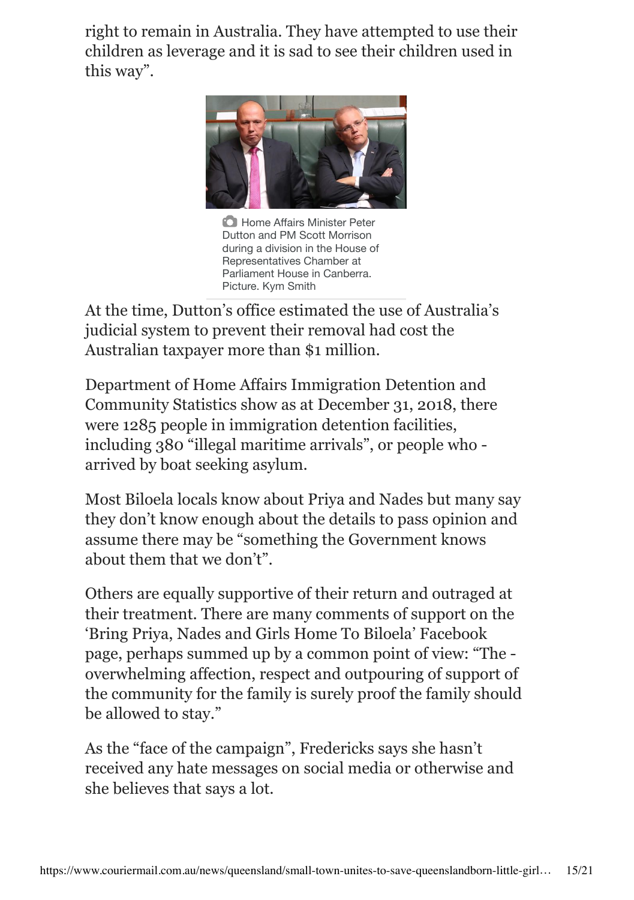right to remain in Australia. They have attempted to use their children as leverage and it is sad to see their children used in this way".

Home Affairs Minister Peter Dutton and PM Scott Morrison during a division in the House of Representatives Chamber at Parliament House in Canberra. Picture. Kym Smith

At the time, Dutton's office estimated the use of Australia's judicial system to prevent their removal had cost the Australian taxpayer more than $1 million.

Department of Home Affairs Immigration Detention and Community Statistics show as at December 31, 2018, there were 1285 people in immigration detention facilities, including 380 "illegal maritime arrivals", or people who - arrived by boat seeking asylum.

Most Biloela locals know about Priya and Nades but many say they don't know enough about the details to pass opinion and assume there may be "something the Government knows about them that we don't".

Others are equally supportive of their return and outraged at their treatment. There are many comments of support on the 'Bring Priya, Nades and Girls Home To Biloela' Facebook page, perhaps summed up by a common point of view: "The - overwhelming affection, respect and outpouring of support of the community for the family is surely proof the family should be allowed to stay."

As the "face of the campaign", Fredericks says she hasn't received any hate messages on social media or otherwise and she believes that says a lot.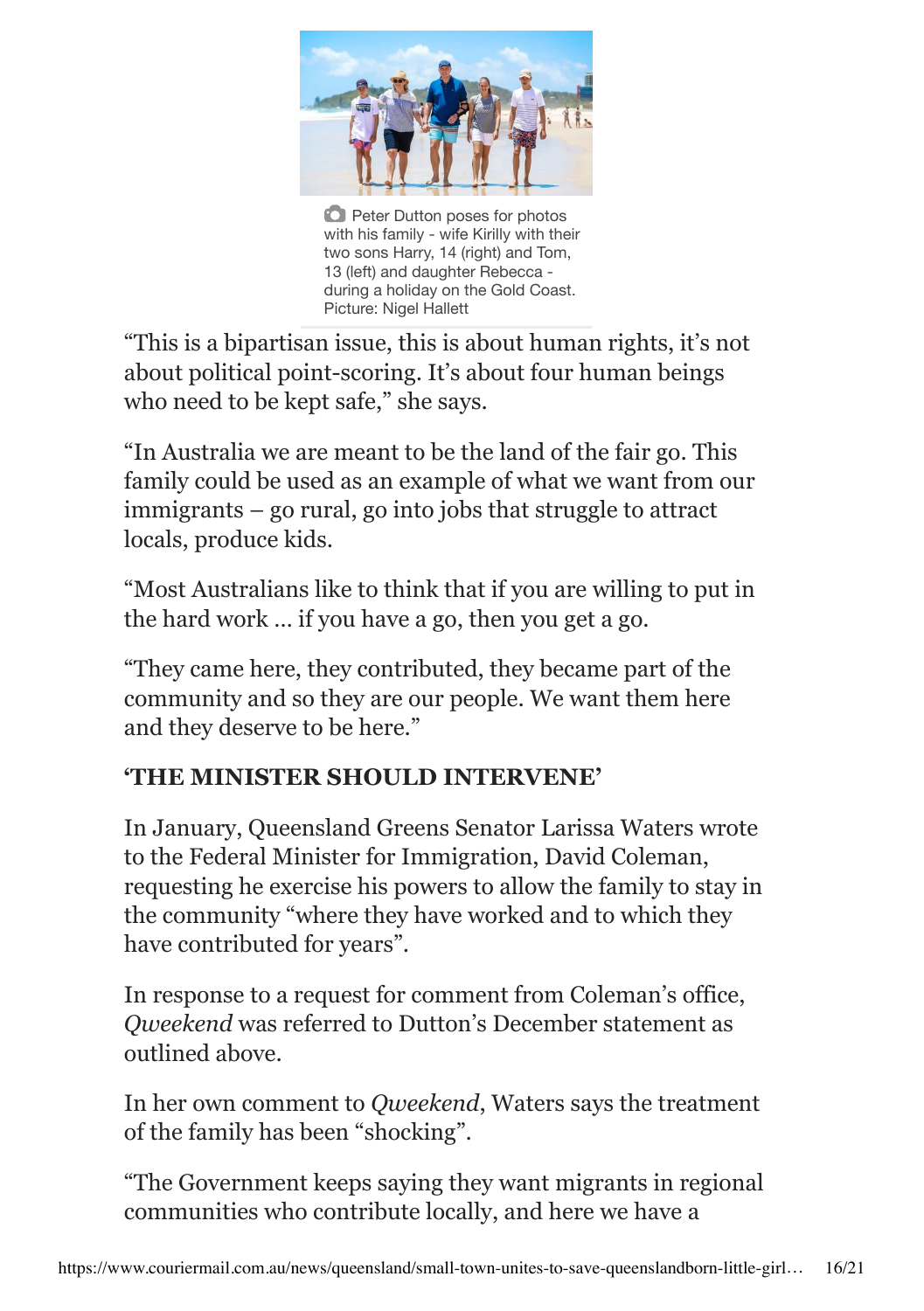Peter Dutton poses for photos with his family - wife Kirilly with their two sons Harry, 14 (right) and Tom, 13 (left) and daughter Rebecca - during a holiday on the Gold Coast. Picture: Nigel Hallett

"This is a bipartisan issue, this is about human rights, it's not about political point-scoring. It's about four human beings who need to be kept safe," she says.

"In Australia we are meant to be the land of the fair go. This family could be used as an example of what we want from our immigrants – go rural, go into jobs that struggle to attract locals, produce kids.

"Most Australians like to think that if you are willing to put in the hard work … if you have a go, then you get a go.

"They came here, they contributed, they became part of the community and so they are our people. We want them here and they deserve to be here."

**'THE MINISTER SHOULD INTERVENE'**

In January, Queensland Greens Senator Larissa Waters wrote to the Federal Minister for Immigration, David Coleman, requesting he exercise his powers to allow the family to stay in the community "where they have worked and to which they have contributed for years".

In response to a request for comment from Coleman's office, *Qweekend* was referred to Dutton's December statement as outlined above.

In her own comment to *Qweekend*, Waters says the treatment of the family has been "shocking".

"The Government keeps saying they want migrants in regional communities who contribute locally, and here we have a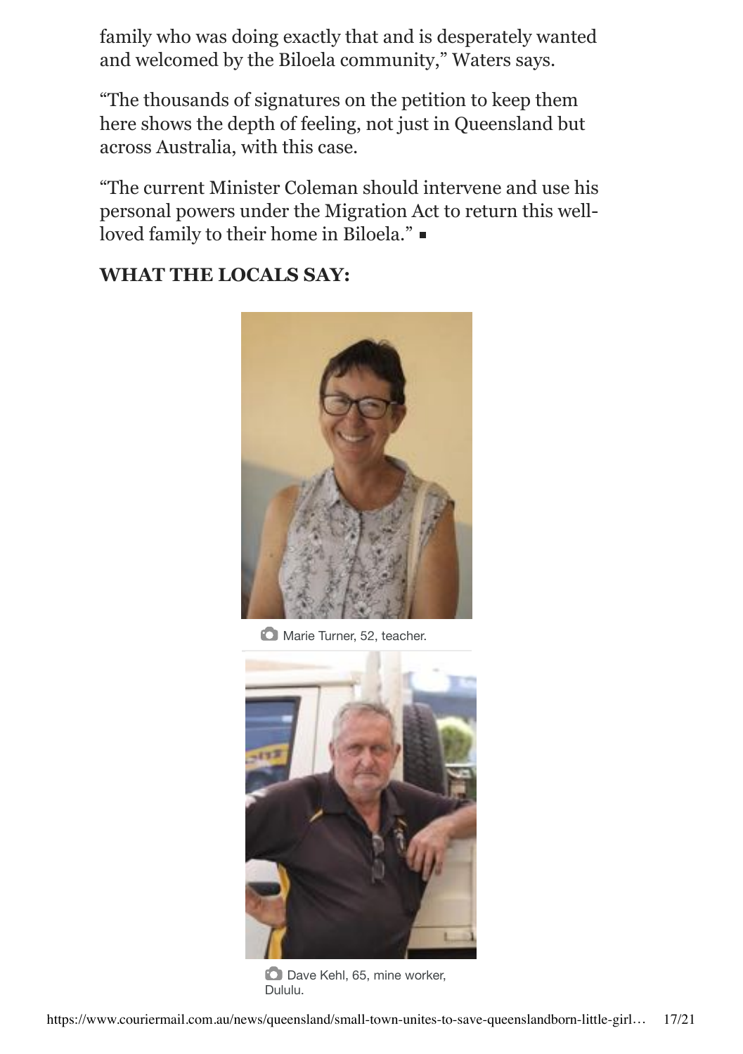family who was doing exactly that and is desperately wanted and welcomed by the Biloela community," Waters says.

"The thousands of signatures on the petition to keep them here shows the depth of feeling, not just in Queensland but across Australia, with this case.

"The current Minister Coleman should intervene and use his personal powers under the Migration Act to return this well-loved family to their home in Biloela." ■

**WHAT THE LOCALS SAY:**

Marie Turner, 52, teacher.

Dave Kehl, 65, mine worker, Dululu.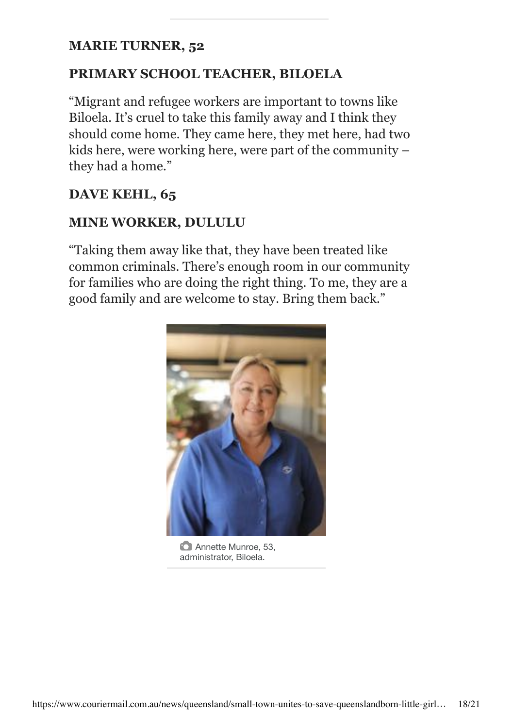**MARIE TURNER, 52**

**PRIMARY SCHOOL TEACHER, BILOELA**

"Migrant and refugee workers are important to towns like Biloela. It's cruel to take this family away and I think they should come home. They came here, they met here, had two kids here, were working here, were part of the community – they had a home."

**DAVE KEHL, 65**

**MINE WORKER, DULULU**

"Taking them away like that, they have been treated like common criminals. There's enough room in our community for families who are doing the right thing. To me, they are a good family and are welcome to stay. Bring them back."

Annette Munroe, 53, administrator, Biloela.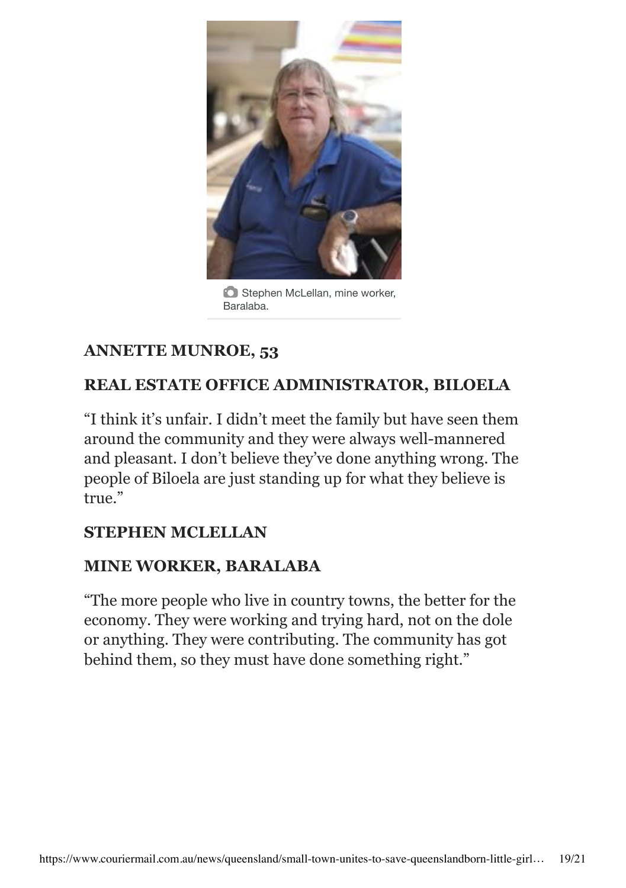Stephen McLellan, mine worker, Baralaba.

### ANNETTE MUNROE, 53

### REAL ESTATE OFFICE ADMINISTRATOR, BILOELA

"I think it's unfair. I didn't meet the family but have seen them around the community and they were always well-mannered and pleasant. I don't believe they've done anything wrong. The people of Biloela are just standing up for what they believe is true."

### STEPHEN MCLELLAN

### MINE WORKER, BARALABA

"The more people who live in country towns, the better for the economy. They were working and trying hard, not on the dole or anything. They were contributing. The community has got behind them, so they must have done something right."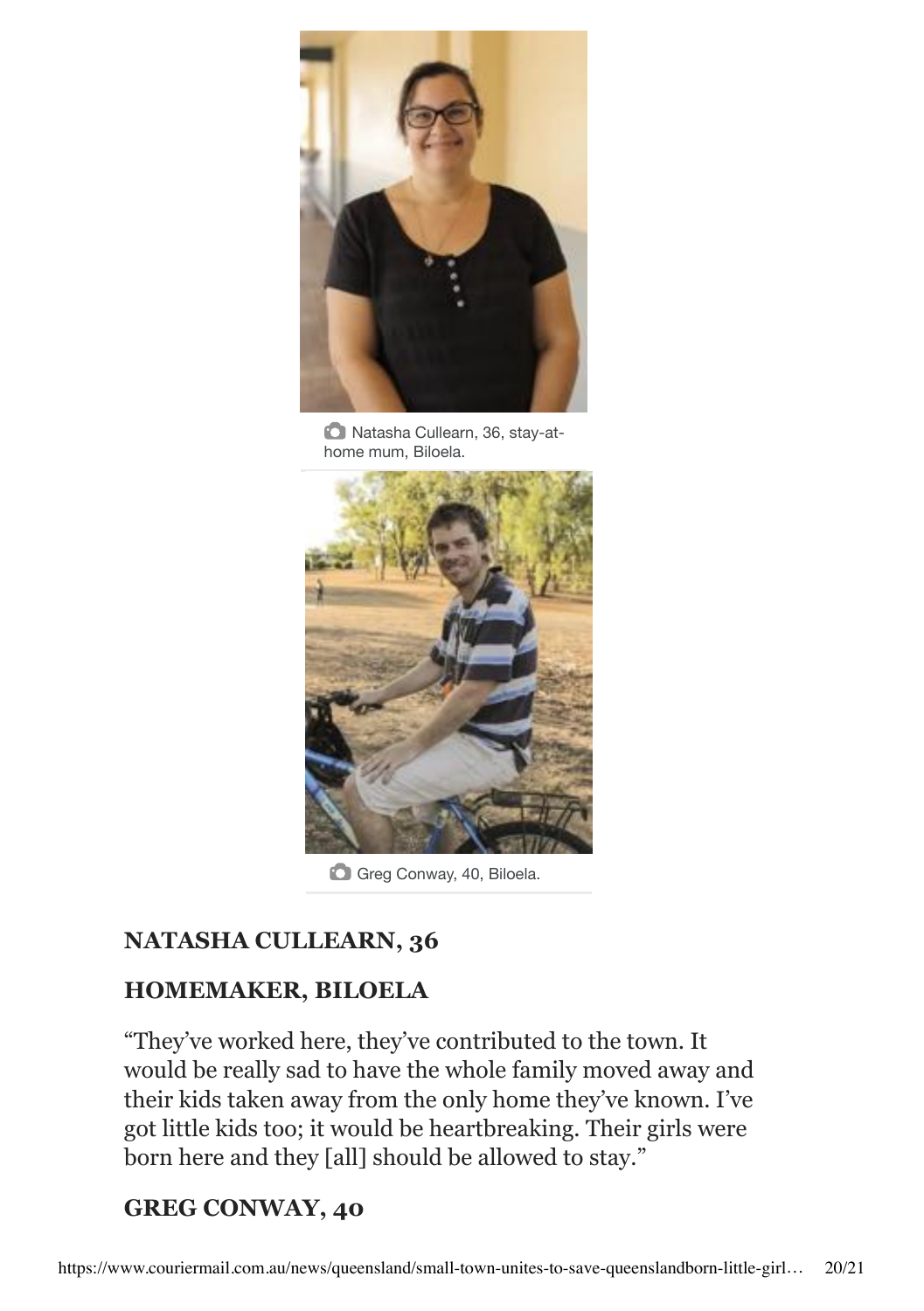Natasha Cullearn, 36, stay-at-home mum, Biloela.

Greg Conway, 40, Biloela.

### NATASHA CULLEARN, 36

### HOMEMAKER, BILOELA

“They’ve worked here, they’ve contributed to the town. It would be really sad to have the whole family moved away and their kids taken away from the only home they’ve known. I’ve got little kids too; it would be heartbreaking. Their girls were born here and they [all] should be allowed to stay.”

### GREG CONWAY, 40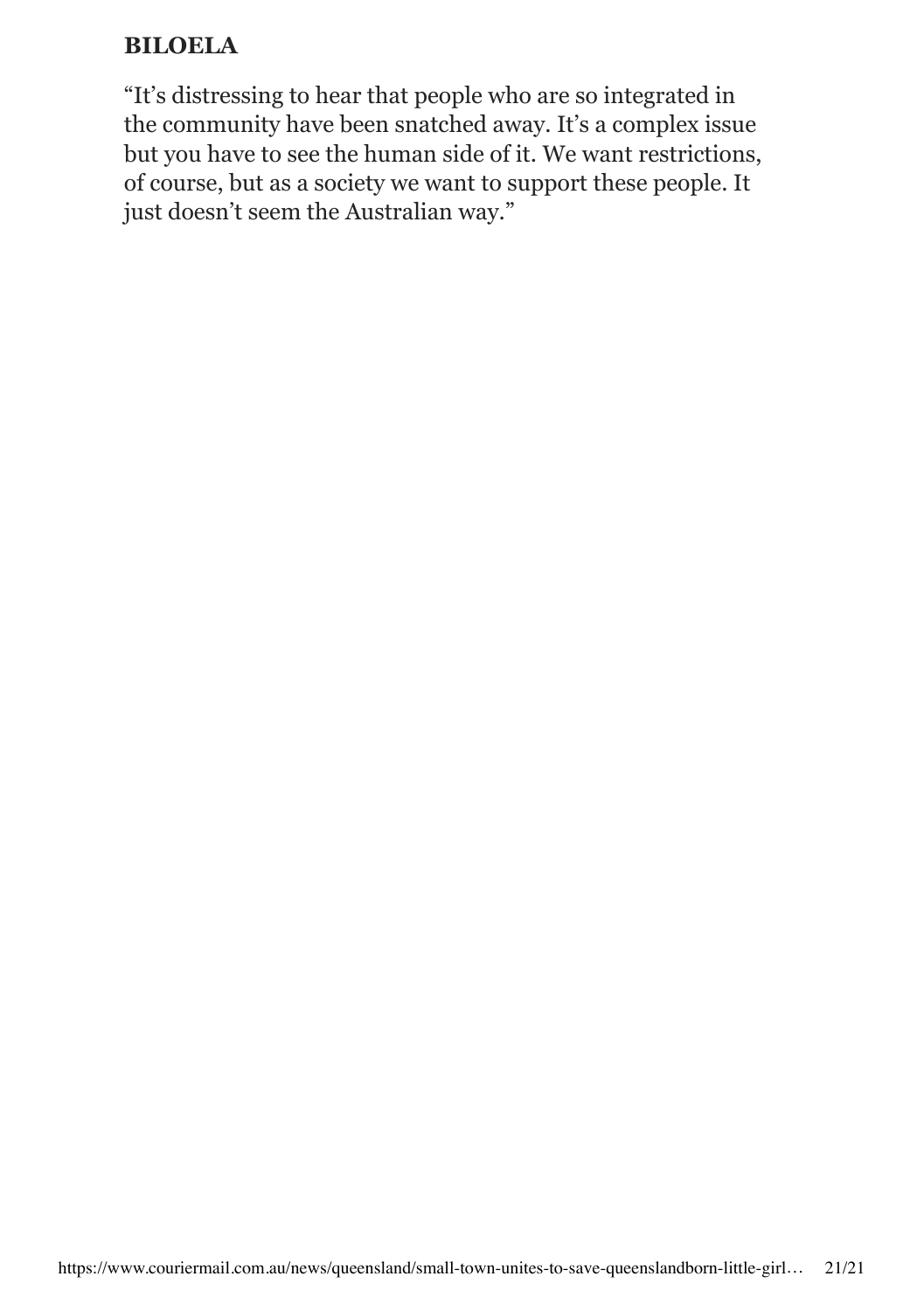**BILOELA**

"It's distressing to hear that people who are so integrated in the community have been snatched away. It's a complex issue but you have to see the human side of it. We want restrictions, of course, but as a society we want to support these people. It just doesn't seem the Australian way."